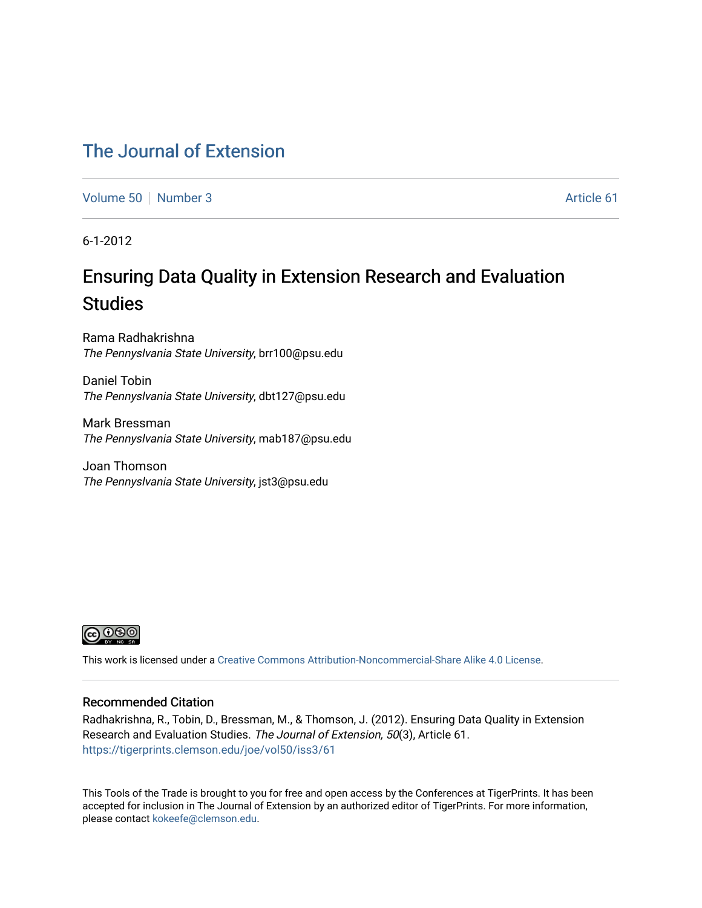# The Journal of Extension

Volume 50 | Number 3 | Article 61

6-1-2012

## Ensuring Data Quality in Extension Research and Evaluation Studies

Rama Radhakrishna
*The Pennsylvania State University*, brr100@psu.edu

Daniel Tobin
*The Pennsylvania State University*, dbt127@psu.edu

Mark Bressman
*The Pennsylvania State University*, mab187@psu.edu

Joan Thomson
*The Pennsylvania State University*, jst3@psu.edu

This work is licensed under a Creative Commons Attribution-Noncommercial-Share Alike 4.0 License.

### Recommended Citation

Radhakrishna, R., Tobin, D., Bressman, M., & Thomson, J. (2012). Ensuring Data Quality in Extension Research and Evaluation Studies. *The Journal of Extension, 50*(3), Article 61. https://tigerprints.clemson.edu/joe/vol50/iss3/61

This Tools of the Trade is brought to you for free and open access by the Conferences at TigerPrints. It has been accepted for inclusion in The Journal of Extension by an authorized editor of TigerPrints. For more information, please contact kokeefe@clemson.edu.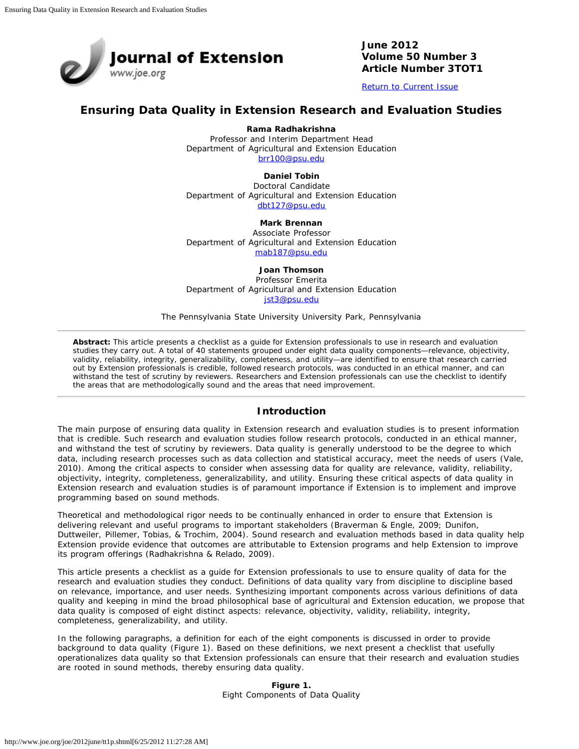# Ensuring Data Quality in Extension Research and Evaluation Studies

**Rama Radhakrishna**
Professor and Interim Department Head
Department of Agricultural and Extension Education
brr100@psu.edu

**Daniel Tobin**
Doctoral Candidate
Department of Agricultural and Extension Education
dbt127@psu.edu

**Mark Brennan**
Associate Professor
Department of Agricultural and Extension Education
mab187@psu.edu

**Joan Thomson**
Professor Emerita
Department of Agricultural and Extension Education
jst3@psu.edu

The Pennsylvania State University University Park, Pennsylvania

**Abstract:** This article presents a checklist as a guide for Extension professionals to use in research and evaluation studies they carry out. A total of 40 statements grouped under eight data quality components—relevance, objectivity, validity, reliability, integrity, generalizability, completeness, and utility—are identified to ensure that research carried out by Extension professionals is credible, followed research protocols, was conducted in an ethical manner, and can withstand the test of scrutiny by reviewers. Researchers and Extension professionals can use the checklist to identify the areas that are methodologically sound and the areas that need improvement.

## Introduction

The main purpose of ensuring data quality in Extension research and evaluation studies is to present information that is credible. Such research and evaluation studies follow research protocols, conducted in an ethical manner, and withstand the test of scrutiny by reviewers. Data quality is generally understood to be the degree to which data, including research processes such as data collection and statistical accuracy, meet the needs of users (Vale, 2010). Among the critical aspects to consider when assessing data for quality are relevance, validity, reliability, objectivity, integrity, completeness, generalizability, and utility. Ensuring these critical aspects of data quality in Extension research and evaluation studies is of paramount importance if Extension is to implement and improve programming based on sound methods.

Theoretical and methodological rigor needs to be continually enhanced in order to ensure that Extension is delivering relevant and useful programs to important stakeholders (Braverman & Engle, 2009; Dunifon, Duttweiler, Pillemer, Tobias, & Trochim, 2004). Sound research and evaluation methods based in data quality help Extension provide evidence that outcomes are attributable to Extension programs and help Extension to improve its program offerings (Radhakrishna & Relado, 2009).

This article presents a checklist as a guide for Extension professionals to use to ensure quality of data for the research and evaluation studies they conduct. Definitions of data quality vary from discipline to discipline based on relevance, importance, and user needs. Synthesizing important components across various definitions of data quality and keeping in mind the broad philosophical base of agricultural and Extension education, we propose that data quality is composed of eight distinct aspects: relevance, objectivity, validity, reliability, integrity, completeness, generalizability, and utility.

In the following paragraphs, a definition for each of the eight components is discussed in order to provide background to data quality (Figure 1). Based on these definitions, we next present a checklist that usefully operationalizes data quality so that Extension professionals can ensure that their research and evaluation studies are rooted in sound methods, thereby ensuring data quality.

**Figure 1.**
Eight Components of Data Quality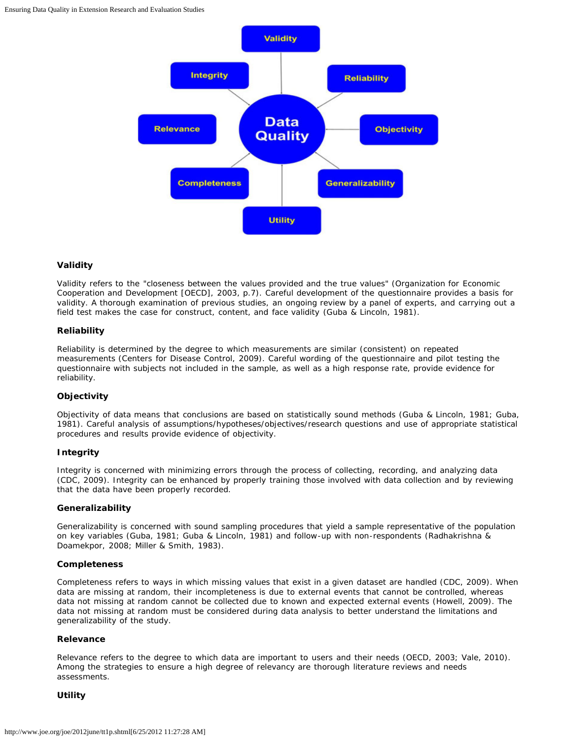### Validity

Validity refers to the "closeness between the values provided and the true values" (Organization for Economic Cooperation and Development [OECD], 2003, p.7). Careful development of the questionnaire provides a basis for validity. A thorough examination of previous studies, an ongoing review by a panel of experts, and carrying out a field test makes the case for construct, content, and face validity (Guba & Lincoln, 1981).

### Reliability

Reliability is determined by the degree to which measurements are similar (consistent) on repeated measurements (Centers for Disease Control, 2009). Careful wording of the questionnaire and pilot testing the questionnaire with subjects not included in the sample, as well as a high response rate, provide evidence for reliability.

### Objectivity

Objectivity of data means that conclusions are based on statistically sound methods (Guba & Lincoln, 1981; Guba, 1981). Careful analysis of assumptions/hypotheses/objectives/research questions and use of appropriate statistical procedures and results provide evidence of objectivity.

### Integrity

Integrity is concerned with minimizing errors through the process of collecting, recording, and analyzing data (CDC, 2009). Integrity can be enhanced by properly training those involved with data collection and by reviewing that the data have been properly recorded.

### Generalizability

Generalizability is concerned with sound sampling procedures that yield a sample representative of the population on key variables (Guba, 1981; Guba & Lincoln, 1981) and follow-up with non-respondents (Radhakrishna & Doamekpor, 2008; Miller & Smith, 1983).

### Completeness

Completeness refers to ways in which missing values that exist in a given dataset are handled (CDC, 2009). When data are missing at random, their incompleteness is due to external events that cannot be controlled, whereas data not missing at random cannot be collected due to known and expected external events (Howell, 2009). The data not missing at random must be considered during data analysis to better understand the limitations and generalizability of the study.

### Relevance

Relevance refers to the degree to which data are important to users and their needs (OECD, 2003; Vale, 2010). Among the strategies to ensure a high degree of relevancy are thorough literature reviews and needs assessments.

### Utility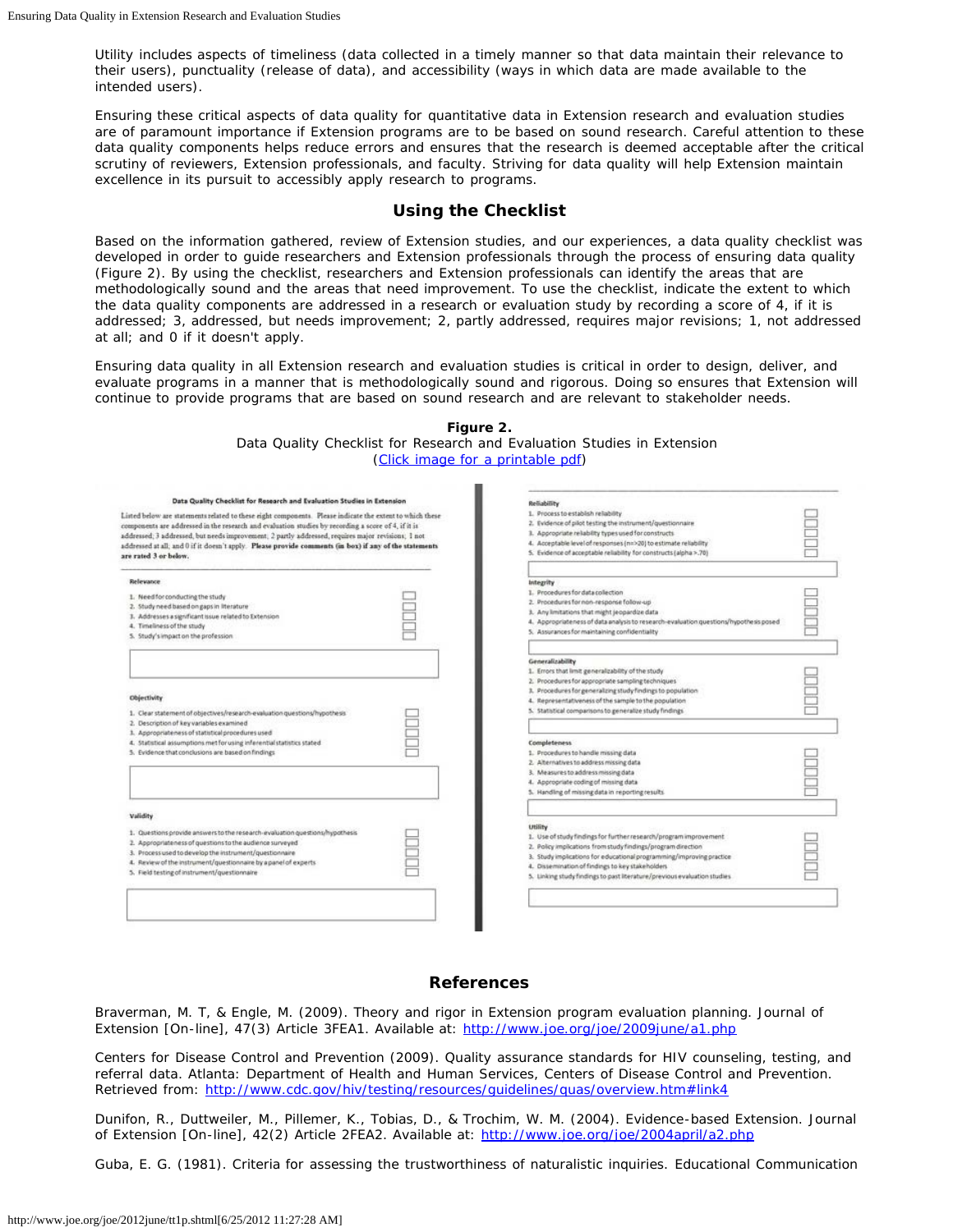Utility includes aspects of timeliness (data collected in a timely manner so that data maintain their relevance to their users), punctuality (release of data), and accessibility (ways in which data are made available to the intended users).

Ensuring these critical aspects of data quality for quantitative data in Extension research and evaluation studies are of paramount importance if Extension programs are to be based on sound research. Careful attention to these data quality components helps reduce errors and ensures that the research is deemed acceptable after the critical scrutiny of reviewers, Extension professionals, and faculty. Striving for data quality will help Extension maintain excellence in its pursuit to accessibly apply research to programs.

## Using the Checklist

Based on the information gathered, review of Extension studies, and our experiences, a data quality checklist was developed in order to guide researchers and Extension professionals through the process of ensuring data quality (Figure 2). By using the checklist, researchers and Extension professionals can identify the areas that are methodologically sound and the areas that need improvement. To use the checklist, indicate the extent to which the data quality components are addressed in a research or evaluation study by recording a score of 4, if it is addressed; 3, addressed, but needs improvement; 2, partly addressed, requires major revisions; 1, not addressed at all; and 0 if it doesn't apply.

Ensuring data quality in all Extension research and evaluation studies is critical in order to design, deliver, and evaluate programs in a manner that is methodologically sound and rigorous. Doing so ensures that Extension will continue to provide programs that are based on sound research and are relevant to stakeholder needs.

**Figure 2.**
Data Quality Checklist for Research and Evaluation Studies in Extension
(Click image for a printable pdf)

**Data Quality Checklist for Research and Evaluation Studies in Extension**

Listed below are statements related to these eight components. Please indicate the extent to which these components are addressed in the research and evaluation studies by recording a score of 4, if it is addressed; 3 addressed, but needs improvement; 2 partly addressed, requires major revisions; 1 not addressed at all; and 0 if it doesn't apply. **Please provide comments (in box) if any of the statements are rated 3 or below.**

**Relevance**

1. Need for conducting the study
2. Study need based on gaps in literature
3. Addresses a significant issue related to Extension
4. Timeliness of the study
5. Study's impact on the profession

**Objectivity**

1. Clear statement of objectives/research-evaluation questions/hypothesis
2. Description of key variables examined
3. Appropriateness of statistical procedures used
4. Statistical assumptions met for using inferential statistics stated
5. Evidence that conclusions are based on findings

**Validity**

1. Questions provide answers to the research-evaluation questions/hypothesis
2. Appropriateness of questions to the audience surveyed
3. Process used to develop the instrument/questionnaire
4. Review of the instrument/questionnaire by a panel of experts
5. Field testing of instrument/questionnaire

**Reliability**

1. Process to establish reliability
2. Evidence of pilot testing the instrument/questionnaire
3. Appropriate reliability types used for constructs
4. Acceptable level of responses (n=>20) to estimate reliability
5. Evidence of acceptable reliability for constructs (alpha >.70)

**Integrity**

1. Procedures for data collection
2. Procedures for non-response follow-up
3. Any limitations that might jeopardize data
4. Appropriateness of data analysis to research-evaluation questions/hypothesis posed
5. Assurances for maintaining confidentiality

**Generalizability**

1. Errors that limit generalizability of the study
2. Procedures for appropriate sampling techniques
3. Procedures for generalizing study findings to population
4. Representativeness of the sample to the population
5. Statistical comparisons to generalize study findings

**Completeness**

1. Procedures to handle missing data
2. Alternatives to address missing data
3. Measures to address missing data
4. Appropriate coding of missing data
5. Handling of missing data in reporting results

**Utility**

1. Use of study findings for further research/program improvement
2. Policy implications from study findings/program direction
3. Study implications for educational programming/improving practice
4. Dissemination of findings to key stakeholders
5. Linking study findings to past literature/previous evaluation studies

## References

Braverman, M. T, & Engle, M. (2009). Theory and rigor in Extension program evaluation planning. Journal of Extension [On-line], 47(3) Article 3FEA1. Available at: http://www.joe.org/joe/2009june/a1.php

Centers for Disease Control and Prevention (2009). Quality assurance standards for HIV counseling, testing, and referral data. Atlanta: Department of Health and Human Services, Centers of Disease Control and Prevention. Retrieved from: http://www.cdc.gov/hiv/testing/resources/guidelines/quas/overview.htm#link4

Dunifon, R., Duttweiler, M., Pillemer, K., Tobias, D., & Trochim, W. M. (2004). Evidence-based Extension. Journal of Extension [On-line], 42(2) Article 2FEA2. Available at: http://www.joe.org/joe/2004april/a2.php

Guba, E. G. (1981). Criteria for assessing the trustworthiness of naturalistic inquiries. Educational Communication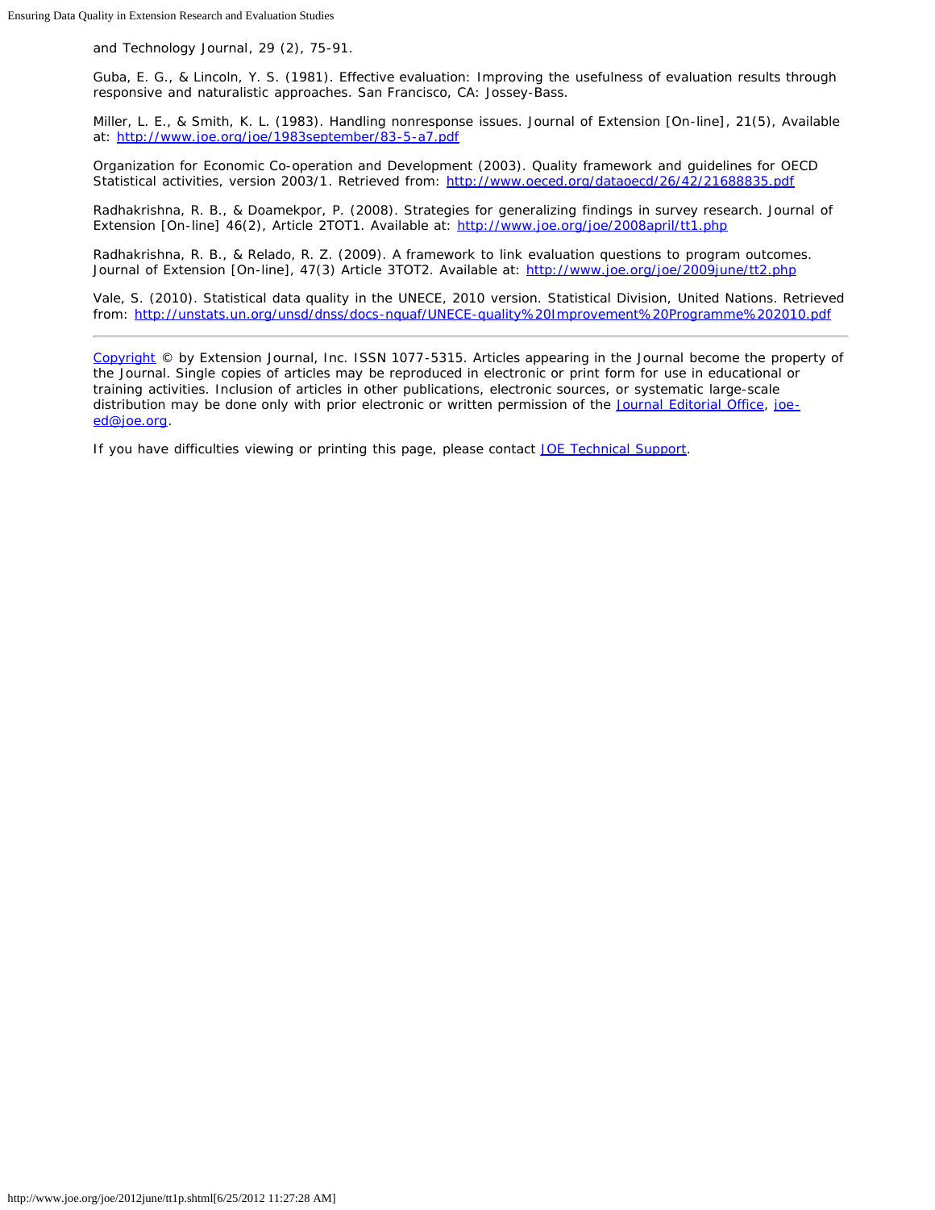and Technology Journal, 29 (2), 75-91.

Guba, E. G., & Lincoln, Y. S. (1981). Effective evaluation: Improving the usefulness of evaluation results through responsive and naturalistic approaches. San Francisco, CA: Jossey-Bass.

Miller, L. E., & Smith, K. L. (1983). Handling nonresponse issues. Journal of Extension [On-line], 21(5), Available at: http://www.joe.org/joe/1983september/83-5-a7.pdf

Organization for Economic Co-operation and Development (2003). Quality framework and guidelines for OECD Statistical activities, version 2003/1. Retrieved from: http://www.oeced.org/dataoecd/26/42/21688835.pdf

Radhakrishna, R. B., & Doamekpor, P. (2008). Strategies for generalizing findings in survey research. Journal of Extension [On-line] 46(2), Article 2TOT1. Available at: http://www.joe.org/joe/2008april/tt1.php

Radhakrishna, R. B., & Relado, R. Z. (2009). A framework to link evaluation questions to program outcomes. Journal of Extension [On-line], 47(3) Article 3TOT2. Available at: http://www.joe.org/joe/2009june/tt2.php

Vale, S. (2010). Statistical data quality in the UNECE, 2010 version. Statistical Division, United Nations. Retrieved from: http://unstats.un.org/unsd/dnss/docs-nquaf/UNECE-quality%20Improvement%20Programme%202010.pdf

---

Copyright © by Extension Journal, Inc. ISSN 1077-5315. Articles appearing in the Journal become the property of the Journal. Single copies of articles may be reproduced in electronic or print form for use in educational or training activities. Inclusion of articles in other publications, electronic sources, or systematic large-scale distribution may be done only with prior electronic or written permission of the Journal Editorial Office, joe-ed@joe.org.

If you have difficulties viewing or printing this page, please contact JOE Technical Support.